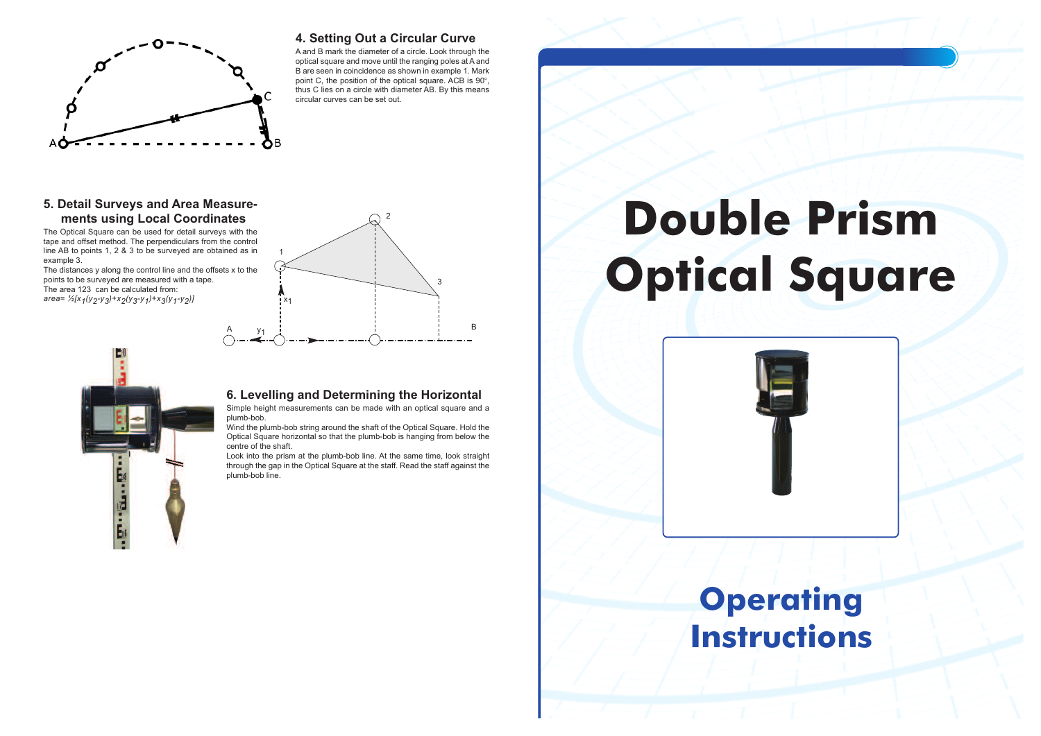## 4. Setting Out a Circular Curve

A and B mark the diameter of a circle. Look through the optical square and move until the ranging poles at A and B are seen in coincidence as shown in example 1. Mark point C, the position of the optical square. ACB is 90°, thus C lies on a circle with diameter AB. By this means circular curves can be set out.

A
B
C

## 5. Detail Surveys and Area Measurements using Local Coordinates

The Optical Square can be used for detail surveys with the tape and offset method. The perpendiculars from the control line AB to points 1, 2 & 3 to be surveyed are obtained as in example 3.
The distances y along the control line and the offsets x to the points to be surveyed are measured with a tape.
The area 123 can be calculated from:
*area=* $\frac{1}{2}[x_1(y_2-y_3)+x_2(y_3-y_1)+x_3(y_1-y_2)]$

1
2
3
$x_1$
A
$y_1$
B

## 6. Levelling and Determining the Horizontal

Simple height measurements can be made with an optical square and a plumb-bob.
Wind the plumb-bob string around the shaft of the Optical Square. Hold the Optical Square horizontal so that the plumb-bob is hanging from below the centre of the shaft.
Look into the prism at the plumb-bob line. At the same time, look straight through the gap in the Optical Square at the staff. Read the staff against the plumb-bob line.

# Double Prism Optical Square

# Operating Instructions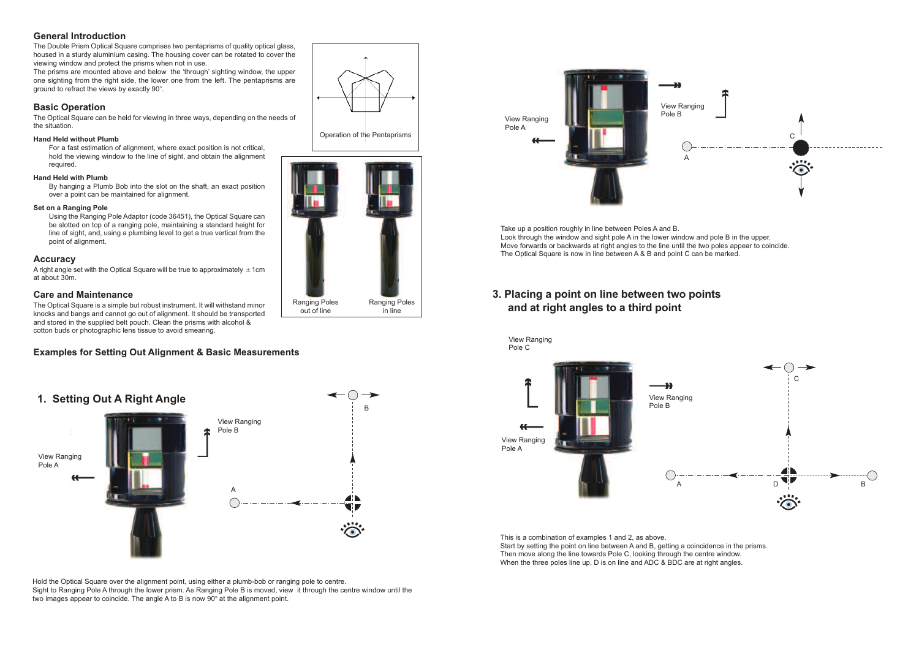## General Introduction

The Double Prism Optical Square comprises two pentaprisms of quality optical glass, housed in a sturdy aluminium casing. The housing cover can be rotated to cover the viewing window and protect the prisms when not in use.

The prisms are mounted above and below the 'through' sighting window, the upper one sighting from the right side, the lower one from the left. The pentaprisms are ground to refract the views by exactly 90°.

Operation of the Pentaprisms

## Basic Operation

The Optical Square can be held for viewing in three ways, depending on the needs of the situation.

### Hand Held without Plumb

For a fast estimation of alignment, where exact position is not critical, hold the viewing window to the line of sight, and obtain the alignment required.

### Hand Held with Plumb

By hanging a Plumb Bob into the slot on the shaft, an exact position over a point can be maintained for alignment.

### Set on a Ranging Pole

Using the Ranging Pole Adaptor (code 36451), the Optical Square can be slotted on top of a ranging pole, maintaining a standard height for line of sight, and, using a plumbing level to get a true vertical from the point of alignment.

Ranging Poles out of line

Ranging Poles in line

## Accuracy

A right angle set with the Optical Square will be true to approximately ± 1cm at about 30m.

## Care and Maintenance

The Optical Square is a simple but robust instrument. It will withstand minor knocks and bangs and cannot go out of alignment. It should be transported and stored in the supplied belt pouch. Clean the prisms with alcohol & cotton buds or photographic lens tissue to avoid smearing.

## Examples for Setting Out Alignment & Basic Measurements

## 1. Setting Out A Right Angle

View Ranging Pole A

View Ranging Pole B

A

B

Hold the Optical Square over the alignment point, using either a plumb-bob or ranging pole to centre.
Sight to Ranging Pole A through the lower prism. As Ranging Pole B is moved, view it through the centre window until the two images appear to coincide. The angle A to B is now 90° at the alignment point.

View Ranging Pole A

View Ranging Pole B

A

C

Take up a position roughly in line between Poles A and B.
Look through the window and sight pole A in the lower window and pole B in the upper.
Move forwards or backwards at right angles to the line until the two poles appear to coincide.
The Optical Square is now in line between A & B and point C can be marked.

## 3. Placing a point on line between two points and at right angles to a third point

View Ranging Pole C

View Ranging Pole B

View Ranging Pole A

C

A

D

B

This is a combination of examples 1 and 2, as above.
Start by setting the point on line between A and B, getting a coincidence in the prisms.
Then move along the line towards Pole C, looking through the centre window.
When the three poles line up, D is on line and ADC & BDC are at right angles.